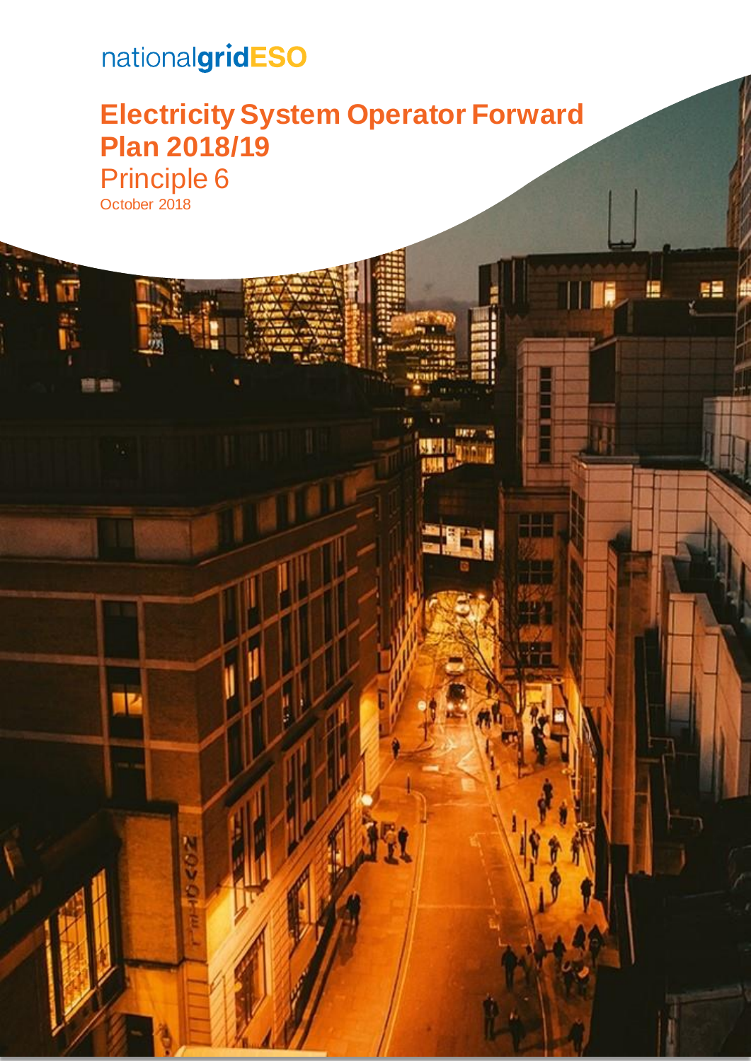nationalgridESO

# Electricity System Operator Forward Plan 2018/19

## Principle 6

October 2018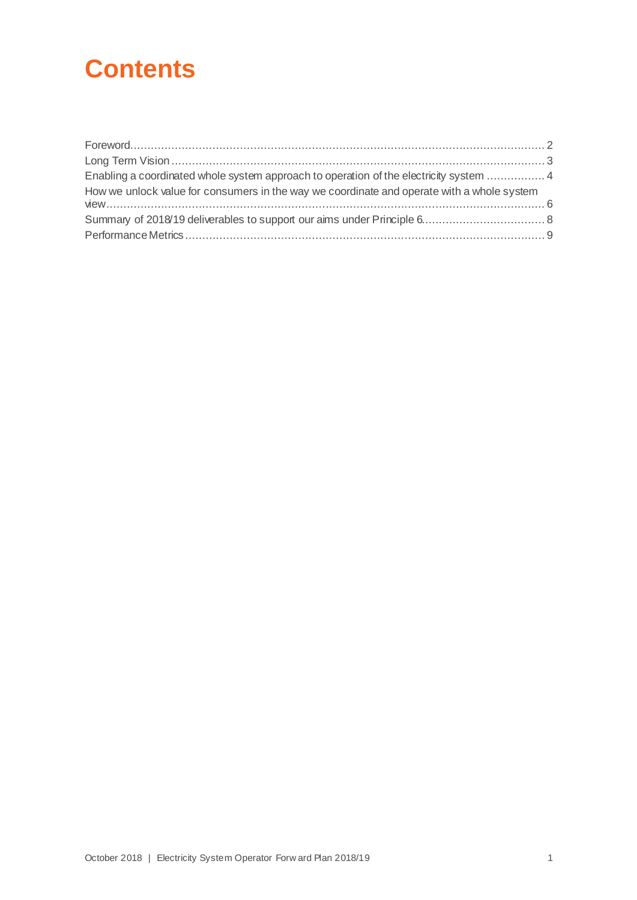# Contents

Foreword........................................................................................................................ 2
Long Term Vision ............................................................................................................ 3
Enabling a coordinated whole system approach to operation of the electricity system ................. 4
How we unlock value for consumers in the way we coordinate and operate with a whole system view................................................................................................................................ 6
Summary of 2018/19 deliverables to support our aims under Principle 6.................................. 8
Performance Metrics ........................................................................................................ 9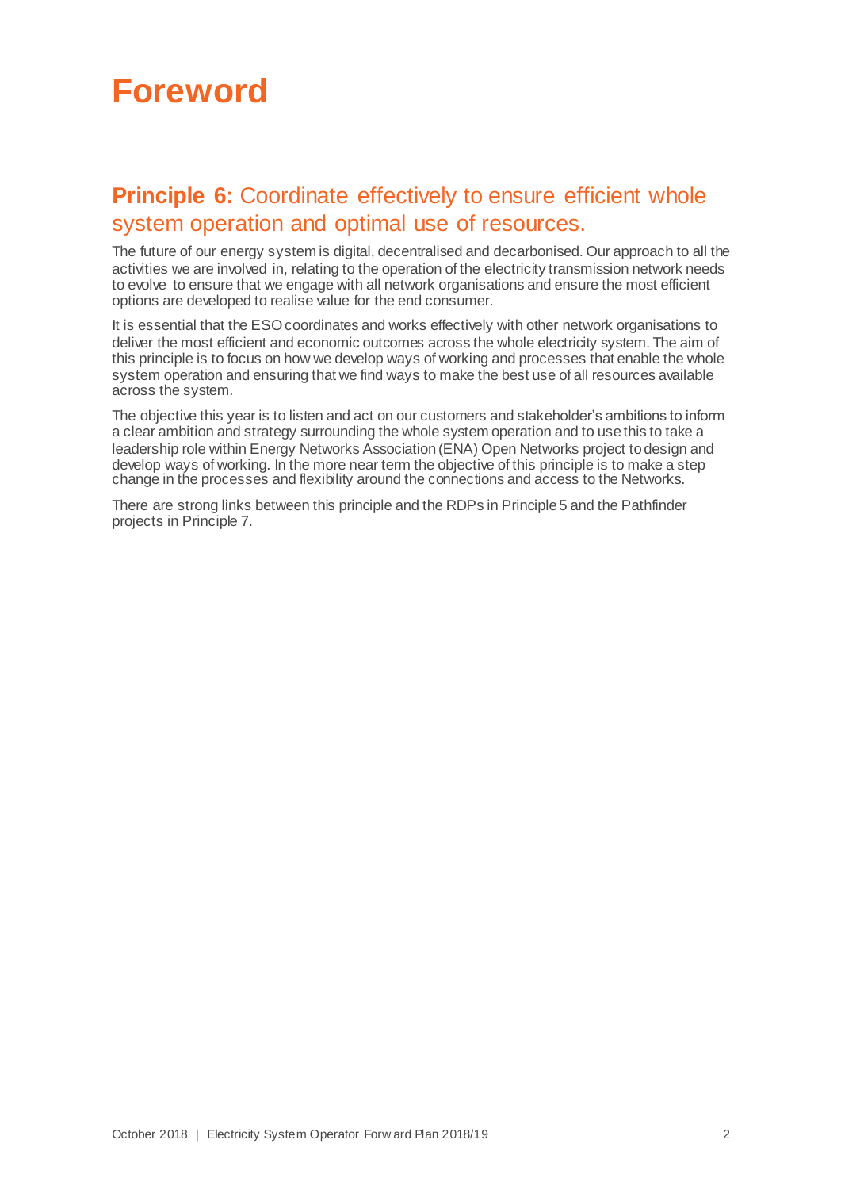# Foreword

## **Principle 6:** Coordinate effectively to ensure efficient whole system operation and optimal use of resources.

The future of our energy system is digital, decentralised and decarbonised. Our approach to all the activities we are involved in, relating to the operation of the electricity transmission network needs to evolve to ensure that we engage with all network organisations and ensure the most efficient options are developed to realise value for the end consumer.

It is essential that the ESO coordinates and works effectively with other network organisations to deliver the most efficient and economic outcomes across the whole electricity system. The aim of this principle is to focus on how we develop ways of working and processes that enable the whole system operation and ensuring that we find ways to make the best use of all resources available across the system.

The objective this year is to listen and act on our customers and stakeholder's ambitions to inform a clear ambition and strategy surrounding the whole system operation and to use this to take a leadership role within Energy Networks Association (ENA) Open Networks project to design and develop ways of working. In the more near term the objective of this principle is to make a step change in the processes and flexibility around the connections and access to the Networks.

There are strong links between this principle and the RDPs in Principle 5 and the Pathfinder projects in Principle 7.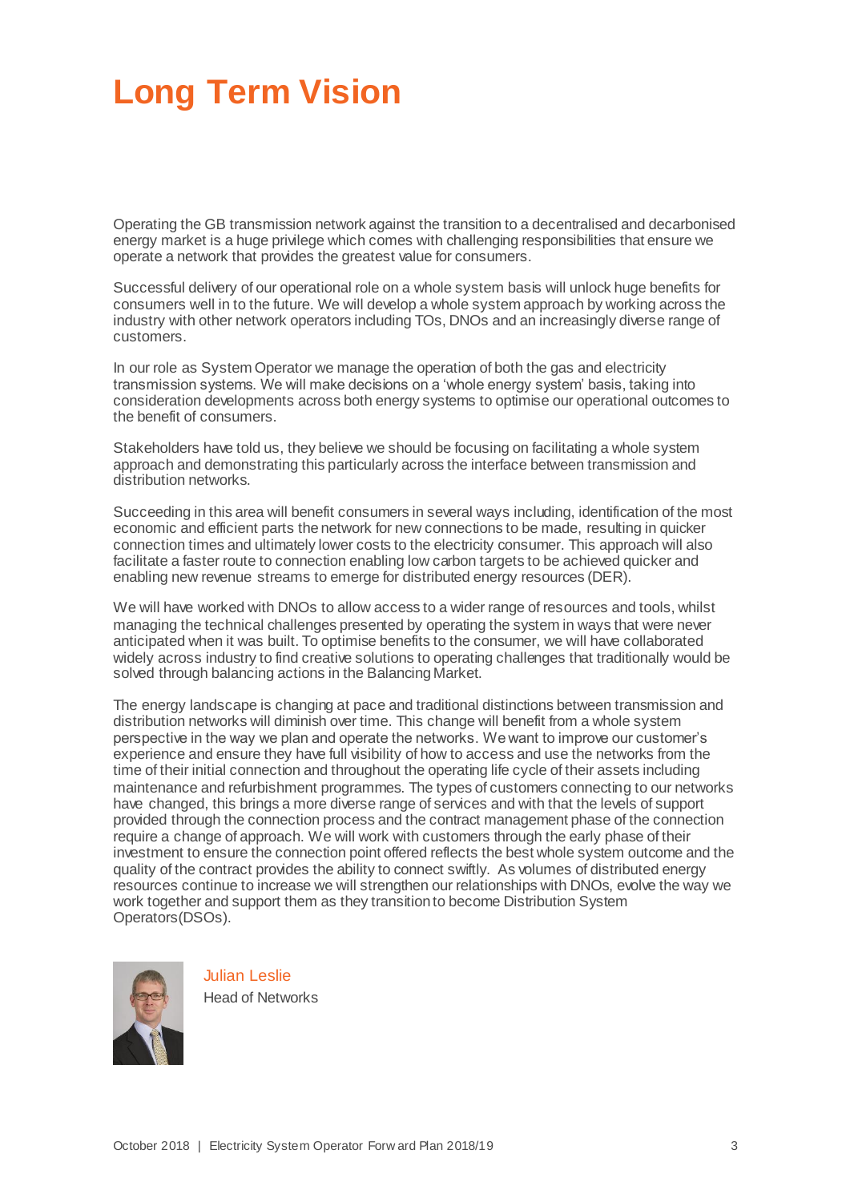# Long Term Vision

Operating the GB transmission network against the transition to a decentralised and decarbonised energy market is a huge privilege which comes with challenging responsibilities that ensure we operate a network that provides the greatest value for consumers.

Successful delivery of our operational role on a whole system basis will unlock huge benefits for consumers well in to the future. We will develop a whole system approach by working across the industry with other network operators including TOs, DNOs and an increasingly diverse range of customers.

In our role as System Operator we manage the operation of both the gas and electricity transmission systems. We will make decisions on a 'whole energy system' basis, taking into consideration developments across both energy systems to optimise our operational outcomes to the benefit of consumers.

Stakeholders have told us, they believe we should be focusing on facilitating a whole system approach and demonstrating this particularly across the interface between transmission and distribution networks.

Succeeding in this area will benefit consumers in several ways including, identification of the most economic and efficient parts the network for new connections to be made, resulting in quicker connection times and ultimately lower costs to the electricity consumer. This approach will also facilitate a faster route to connection enabling low carbon targets to be achieved quicker and enabling new revenue streams to emerge for distributed energy resources (DER).

We will have worked with DNOs to allow access to a wider range of resources and tools, whilst managing the technical challenges presented by operating the system in ways that were never anticipated when it was built. To optimise benefits to the consumer, we will have collaborated widely across industry to find creative solutions to operating challenges that traditionally would be solved through balancing actions in the Balancing Market.

The energy landscape is changing at pace and traditional distinctions between transmission and distribution networks will diminish over time. This change will benefit from a whole system perspective in the way we plan and operate the networks. We want to improve our customer's experience and ensure they have full visibility of how to access and use the networks from the time of their initial connection and throughout the operating life cycle of their assets including maintenance and refurbishment programmes. The types of customers connecting to our networks have changed, this brings a more diverse range of services and with that the levels of support provided through the connection process and the contract management phase of the connection require a change of approach. We will work with customers through the early phase of their investment to ensure the connection point offered reflects the best whole system outcome and the quality of the contract provides the ability to connect swiftly. As volumes of distributed energy resources continue to increase we will strengthen our relationships with DNOs, evolve the way we work together and support them as they transition to become Distribution System Operators(DSOs).

Julian Leslie
Head of Networks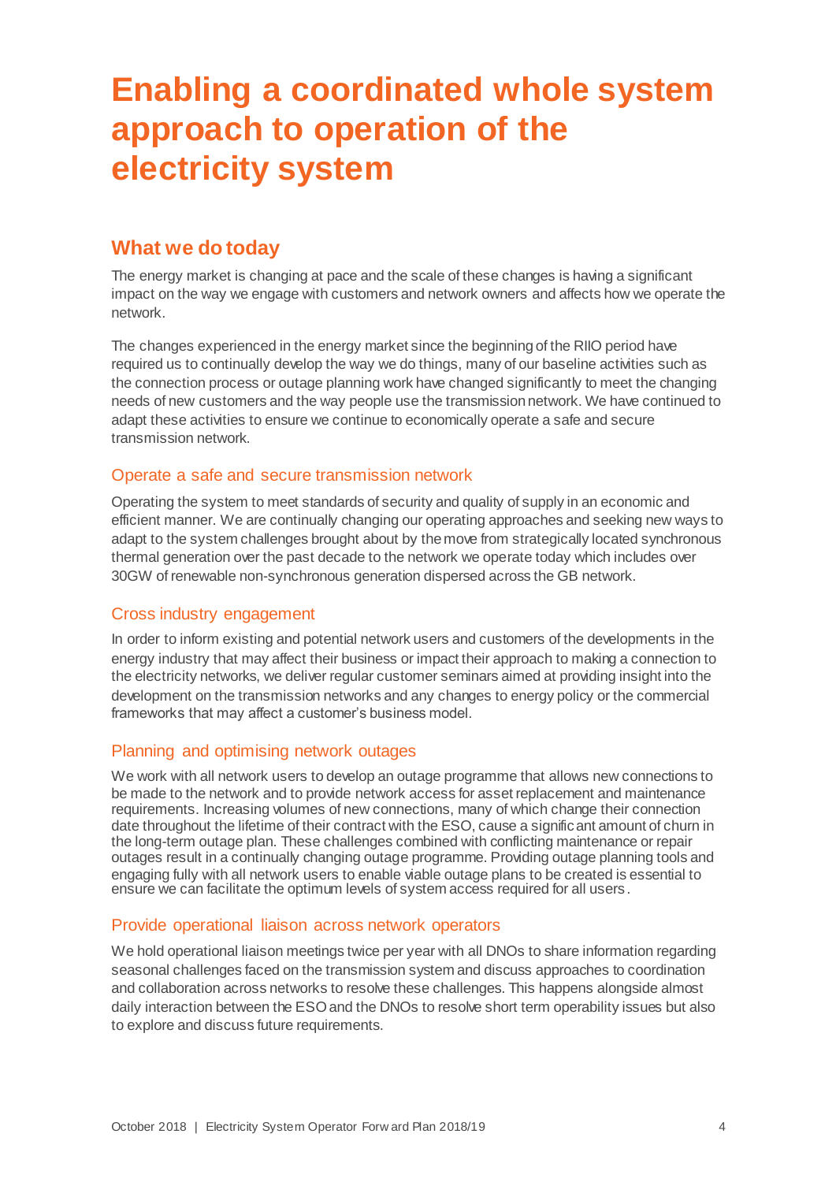# Enabling a coordinated whole system approach to operation of the electricity system

## What we do today

The energy market is changing at pace and the scale of these changes is having a significant impact on the way we engage with customers and network owners and affects how we operate the network.

The changes experienced in the energy market since the beginning of the RIIO period have required us to continually develop the way we do things, many of our baseline activities such as the connection process or outage planning work have changed significantly to meet the changing needs of new customers and the way people use the transmission network. We have continued to adapt these activities to ensure we continue to economically operate a safe and secure transmission network.

### Operate a safe and secure transmission network

Operating the system to meet standards of security and quality of supply in an economic and efficient manner. We are continually changing our operating approaches and seeking new ways to adapt to the system challenges brought about by the move from strategically located synchronous thermal generation over the past decade to the network we operate today which includes over 30GW of renewable non-synchronous generation dispersed across the GB network.

### Cross industry engagement

In order to inform existing and potential network users and customers of the developments in the energy industry that may affect their business or impact their approach to making a connection to the electricity networks, we deliver regular customer seminars aimed at providing insight into the development on the transmission networks and any changes to energy policy or the commercial frameworks that may affect a customer's business model.

### Planning and optimising network outages

We work with all network users to develop an outage programme that allows new connections to be made to the network and to provide network access for asset replacement and maintenance requirements. Increasing volumes of new connections, many of which change their connection date throughout the lifetime of their contract with the ESO, cause a significant amount of churn in the long-term outage plan. These challenges combined with conflicting maintenance or repair outages result in a continually changing outage programme. Providing outage planning tools and engaging fully with all network users to enable viable outage plans to be created is essential to ensure we can facilitate the optimum levels of system access required for all users.

### Provide operational liaison across network operators

We hold operational liaison meetings twice per year with all DNOs to share information regarding seasonal challenges faced on the transmission system and discuss approaches to coordination and collaboration across networks to resolve these challenges. This happens alongside almost daily interaction between the ESO and the DNOs to resolve short term operability issues but also to explore and discuss future requirements.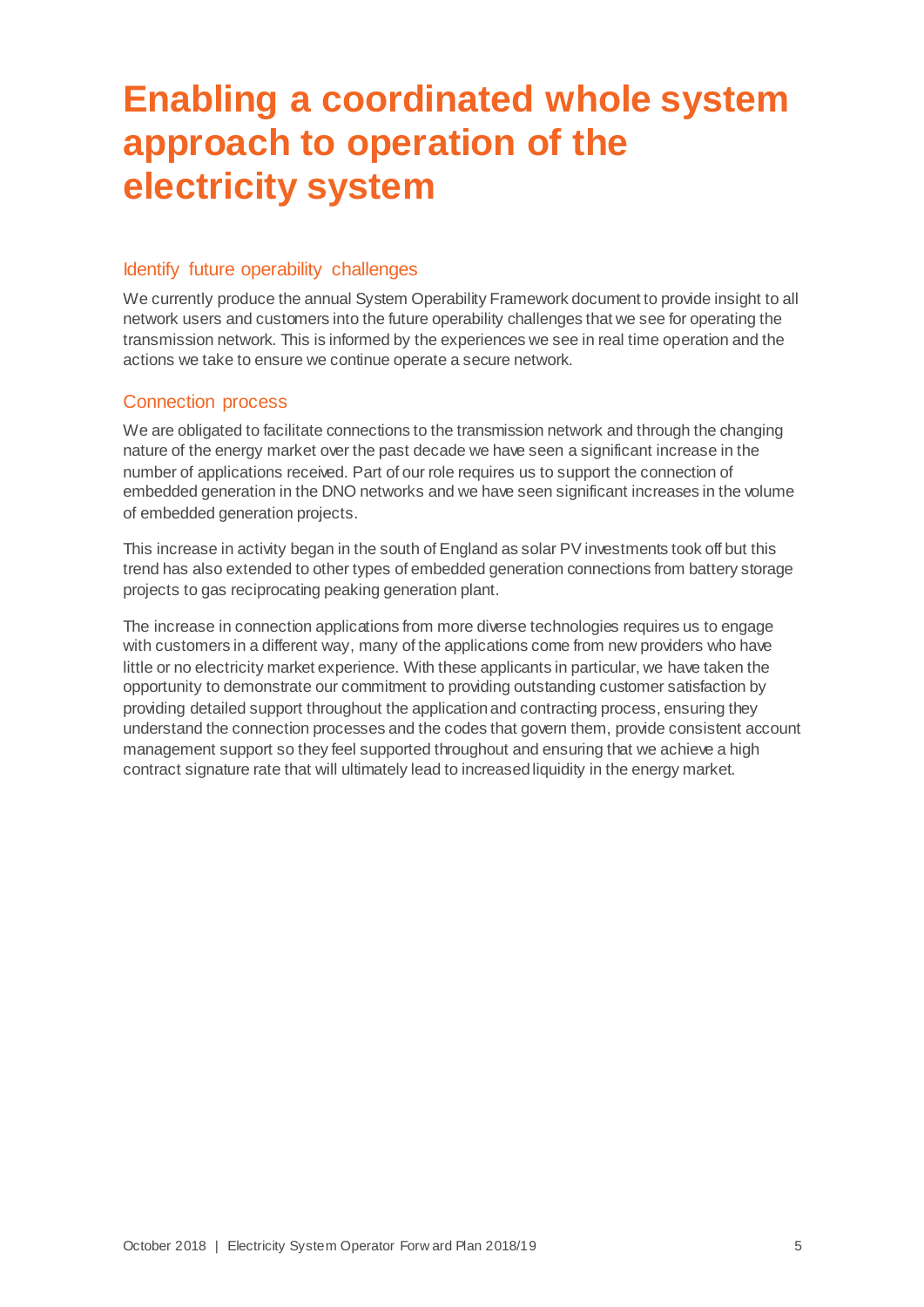# Enabling a coordinated whole system approach to operation of the electricity system

## Identify future operability challenges

We currently produce the annual System Operability Framework document to provide insight to all network users and customers into the future operability challenges that we see for operating the transmission network. This is informed by the experiences we see in real time operation and the actions we take to ensure we continue operate a secure network.

## Connection process

We are obligated to facilitate connections to the transmission network and through the changing nature of the energy market over the past decade we have seen a significant increase in the number of applications received. Part of our role requires us to support the connection of embedded generation in the DNO networks and we have seen significant increases in the volume of embedded generation projects.

This increase in activity began in the south of England as solar PV investments took off but this trend has also extended to other types of embedded generation connections from battery storage projects to gas reciprocating peaking generation plant.

The increase in connection applications from more diverse technologies requires us to engage with customers in a different way, many of the applications come from new providers who have little or no electricity market experience. With these applicants in particular, we have taken the opportunity to demonstrate our commitment to providing outstanding customer satisfaction by providing detailed support throughout the application and contracting process, ensuring they understand the connection processes and the codes that govern them, provide consistent account management support so they feel supported throughout and ensuring that we achieve a high contract signature rate that will ultimately lead to increased liquidity in the energy market.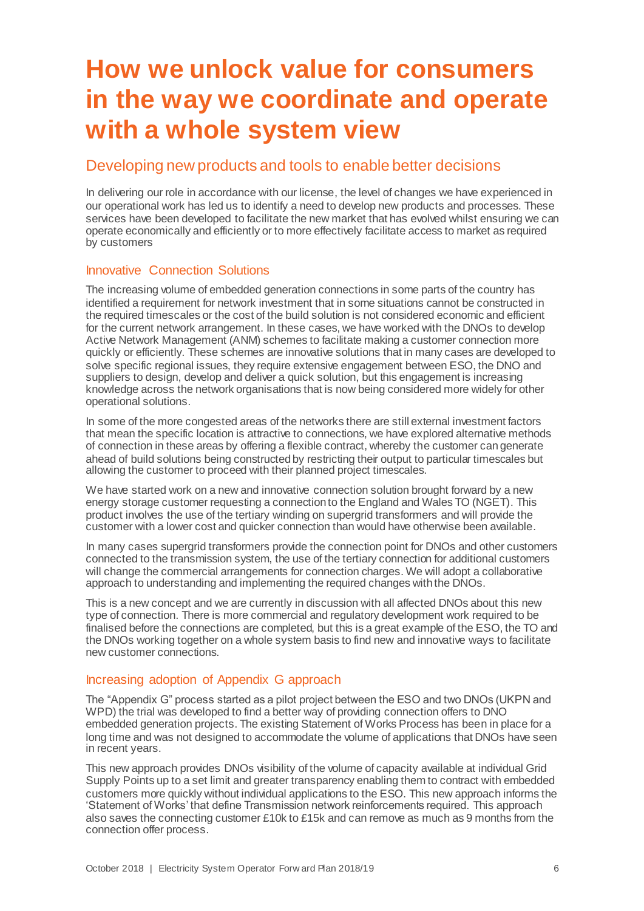# How we unlock value for consumers in the way we coordinate and operate with a whole system view

## Developing new products and tools to enable better decisions

In delivering our role in accordance with our license, the level of changes we have experienced in our operational work has led us to identify a need to develop new products and processes. These services have been developed to facilitate the new market that has evolved whilst ensuring we can operate economically and efficiently or to more effectively facilitate access to market as required by customers

### Innovative Connection Solutions

The increasing volume of embedded generation connections in some parts of the country has identified a requirement for network investment that in some situations cannot be constructed in the required timescales or the cost of the build solution is not considered economic and efficient for the current network arrangement. In these cases, we have worked with the DNOs to develop Active Network Management (ANM) schemes to facilitate making a customer connection more quickly or efficiently. These schemes are innovative solutions that in many cases are developed to solve specific regional issues, they require extensive engagement between ESO, the DNO and suppliers to design, develop and deliver a quick solution, but this engagement is increasing knowledge across the network organisations that is now being considered more widely for other operational solutions.

In some of the more congested areas of the networks there are still external investment factors that mean the specific location is attractive to connections, we have explored alternative methods of connection in these areas by offering a flexible contract, whereby the customer can generate ahead of build solutions being constructed by restricting their output to particular timescales but allowing the customer to proceed with their planned project timescales.

We have started work on a new and innovative connection solution brought forward by a new energy storage customer requesting a connection to the England and Wales TO (NGET). This product involves the use of the tertiary winding on supergrid transformers and will provide the customer with a lower cost and quicker connection than would have otherwise been available.

In many cases supergrid transformers provide the connection point for DNOs and other customers connected to the transmission system, the use of the tertiary connection for additional customers will change the commercial arrangements for connection charges. We will adopt a collaborative approach to understanding and implementing the required changes with the DNOs.

This is a new concept and we are currently in discussion with all affected DNOs about this new type of connection. There is more commercial and regulatory development work required to be finalised before the connections are completed, but this is a great example of the ESO, the TO and the DNOs working together on a whole system basis to find new and innovative ways to facilitate new customer connections.

### Increasing adoption of Appendix G approach

The "Appendix G" process started as a pilot project between the ESO and two DNOs (UKPN and WPD) the trial was developed to find a better way of providing connection offers to DNO embedded generation projects. The existing Statement of Works Process has been in place for a long time and was not designed to accommodate the volume of applications that DNOs have seen in recent years.

This new approach provides DNOs visibility of the volume of capacity available at individual Grid Supply Points up to a set limit and greater transparency enabling them to contract with embedded customers more quickly without individual applications to the ESO. This new approach informs the 'Statement of Works' that define Transmission network reinforcements required. This approach also saves the connecting customer £10k to £15k and can remove as much as 9 months from the connection offer process.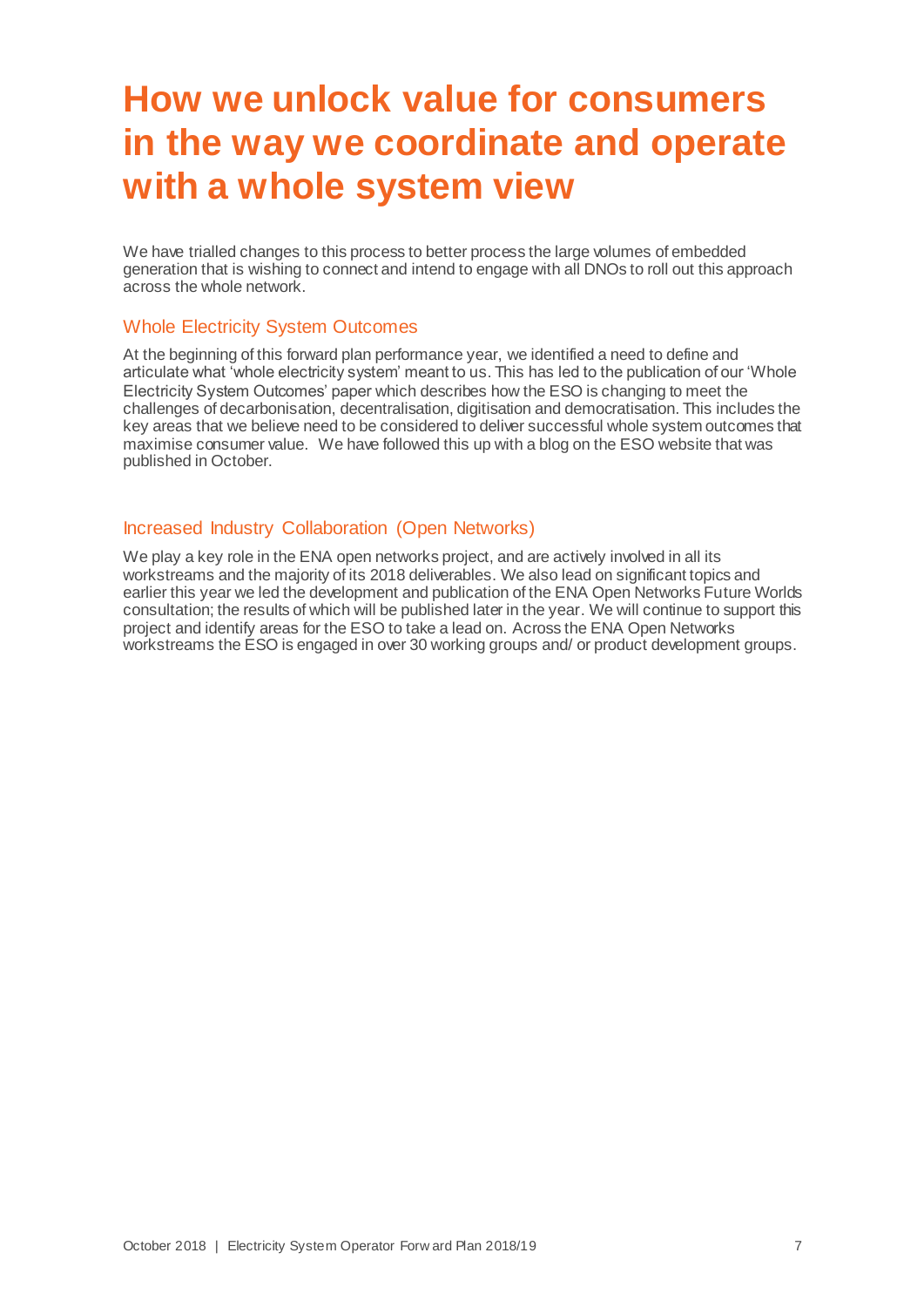# How we unlock value for consumers in the way we coordinate and operate with a whole system view

We have trialled changes to this process to better process the large volumes of embedded generation that is wishing to connect and intend to engage with all DNOs to roll out this approach across the whole network.

## Whole Electricity System Outcomes

At the beginning of this forward plan performance year, we identified a need to define and articulate what 'whole electricity system' meant to us. This has led to the publication of our 'Whole Electricity System Outcomes' paper which describes how the ESO is changing to meet the challenges of decarbonisation, decentralisation, digitisation and democratisation. This includes the key areas that we believe need to be considered to deliver successful whole system outcomes that maximise consumer value. We have followed this up with a blog on the ESO website that was published in October.

## Increased Industry Collaboration (Open Networks)

We play a key role in the ENA open networks project, and are actively involved in all its workstreams and the majority of its 2018 deliverables. We also lead on significant topics and earlier this year we led the development and publication of the ENA Open Networks Future Worlds consultation; the results of which will be published later in the year. We will continue to support this project and identify areas for the ESO to take a lead on. Across the ENA Open Networks workstreams the ESO is engaged in over 30 working groups and/ or product development groups.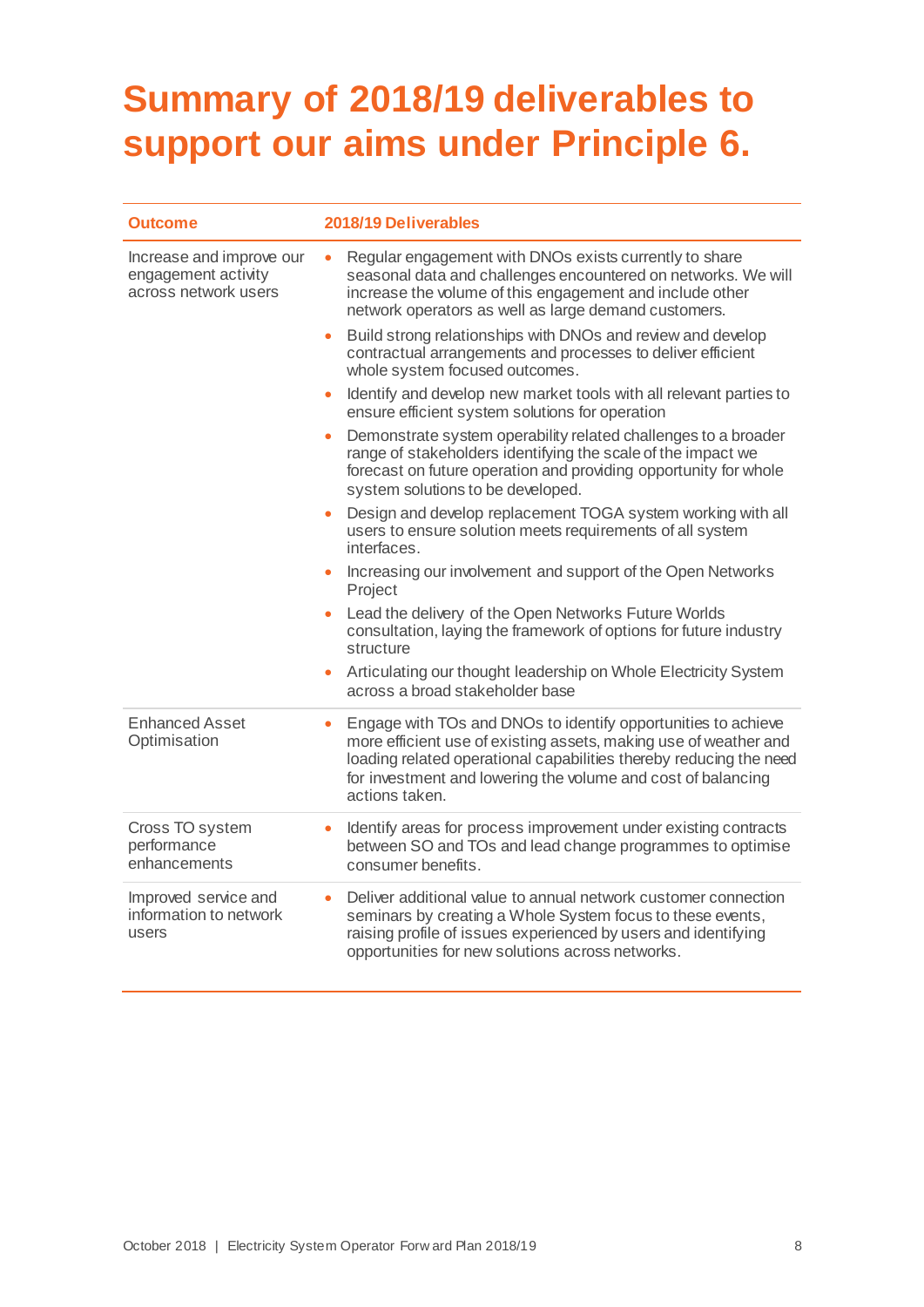# Summary of 2018/19 deliverables to support our aims under Principle 6.

| Outcome | 2018/19 Deliverables |
|---|---|
| Increase and improve our engagement activity across network users | • Regular engagement with DNOs exists currently to share seasonal data and challenges encountered on networks. We will increase the volume of this engagement and include other network operators as well as large demand customers.<br>• Build strong relationships with DNOs and review and develop contractual arrangements and processes to deliver efficient whole system focused outcomes.<br>• Identify and develop new market tools with all relevant parties to ensure efficient system solutions for operation<br>• Demonstrate system operability related challenges to a broader range of stakeholders identifying the scale of the impact we forecast on future operation and providing opportunity for whole system solutions to be developed.<br>• Design and develop replacement TOGA system working with all users to ensure solution meets requirements of all system interfaces.<br>• Increasing our involvement and support of the Open Networks Project<br>• Lead the delivery of the Open Networks Future Worlds consultation, laying the framework of options for future industry structure<br>• Articulating our thought leadership on Whole Electricity System across a broad stakeholder base |
| Enhanced Asset Optimisation | • Engage with TOs and DNOs to identify opportunities to achieve more efficient use of existing assets, making use of weather and loading related operational capabilities thereby reducing the need for investment and lowering the volume and cost of balancing actions taken. |
| Cross TO system performance enhancements | • Identify areas for process improvement under existing contracts between SO and TOs and lead change programmes to optimise consumer benefits. |
| Improved service and information to network users | • Deliver additional value to annual network customer connection seminars by creating a Whole System focus to these events, raising profile of issues experienced by users and identifying opportunities for new solutions across networks. |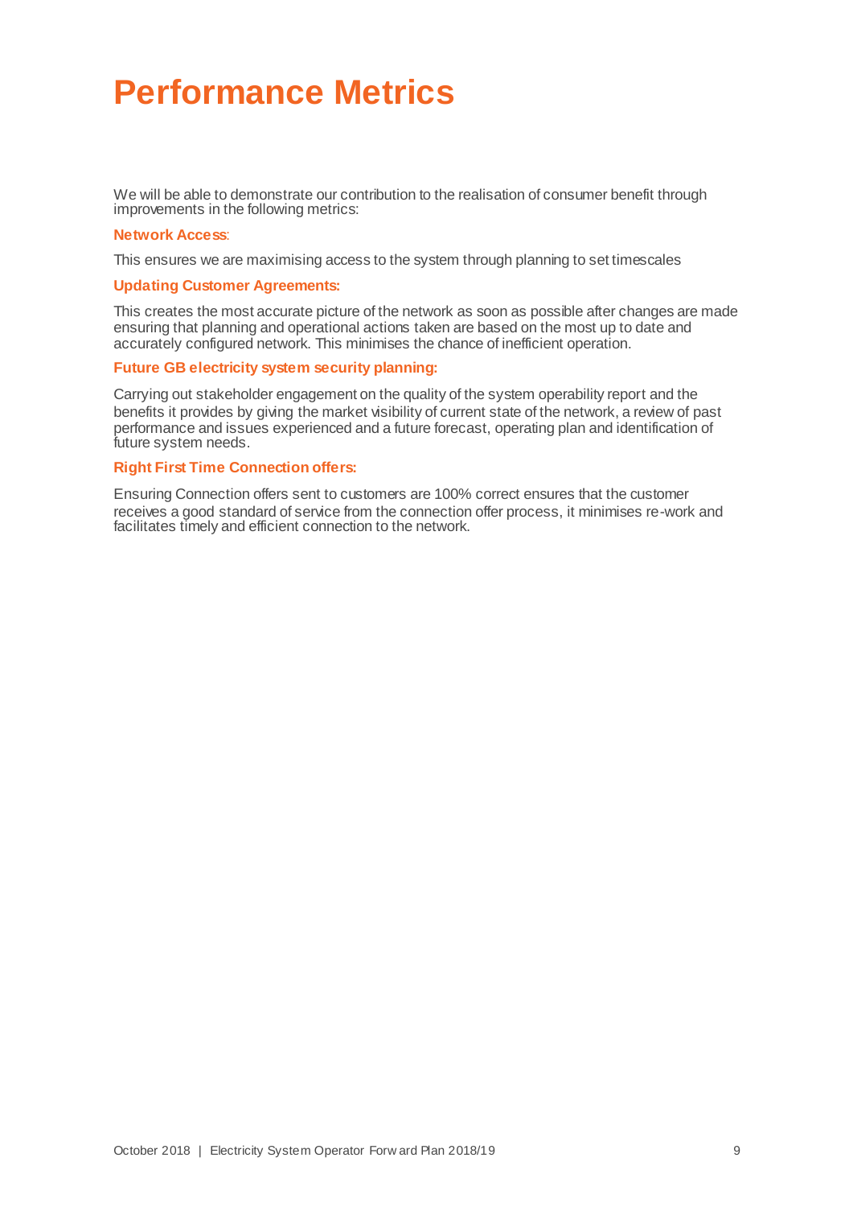# Performance Metrics

We will be able to demonstrate our contribution to the realisation of consumer benefit through improvements in the following metrics:

**Network Access**:

This ensures we are maximising access to the system through planning to set timescales

**Updating Customer Agreements:**

This creates the most accurate picture of the network as soon as possible after changes are made ensuring that planning and operational actions taken are based on the most up to date and accurately configured network. This minimises the chance of inefficient operation.

**Future GB electricity system security planning:**

Carrying out stakeholder engagement on the quality of the system operability report and the benefits it provides by giving the market visibility of current state of the network, a review of past performance and issues experienced and a future forecast, operating plan and identification of future system needs.

**Right First Time Connection offers:**

Ensuring Connection offers sent to customers are 100% correct ensures that the customer receives a good standard of service from the connection offer process, it minimises re-work and facilitates timely and efficient connection to the network.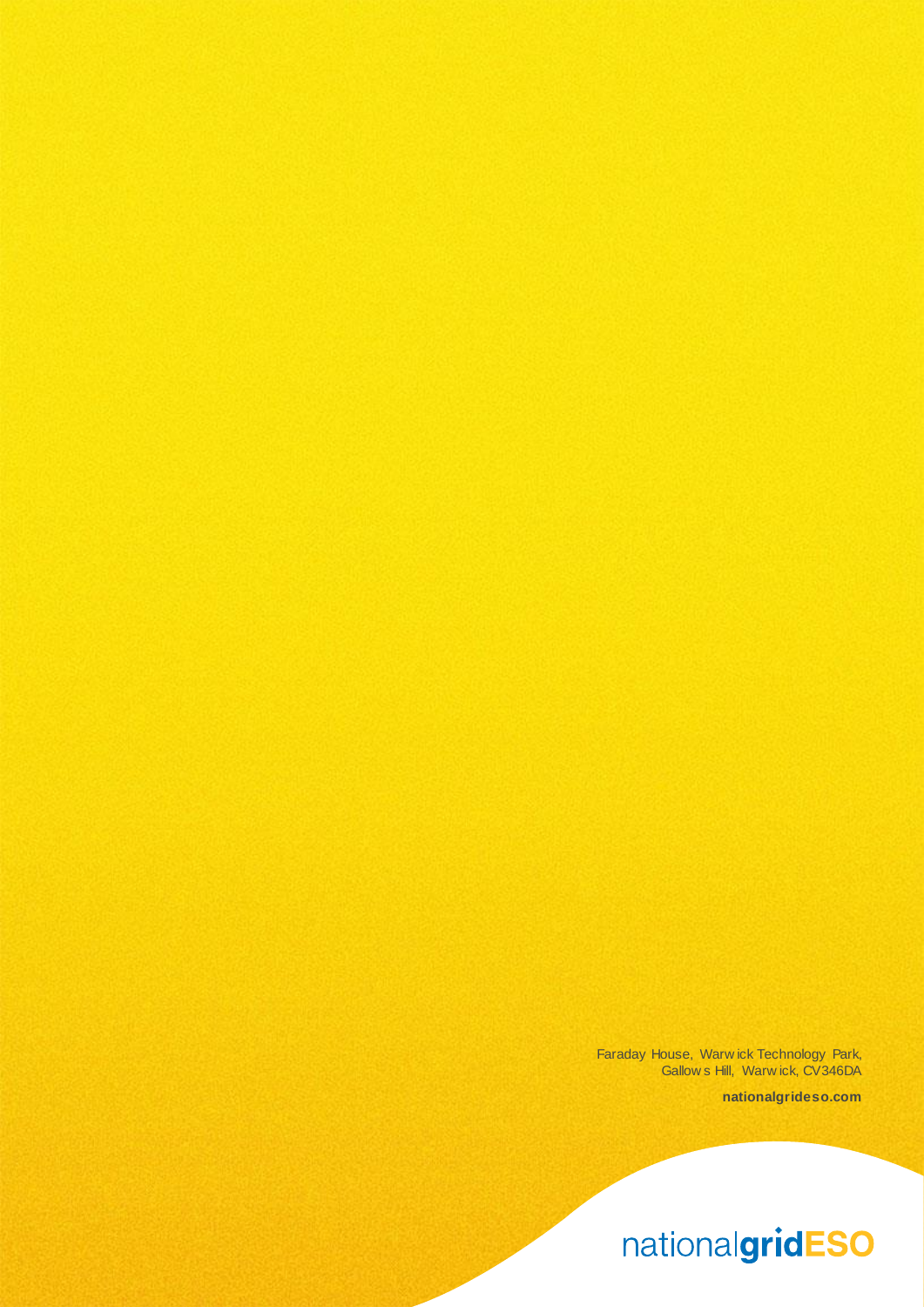Faraday House, Warwick Technology Park,
Gallows Hill, Warwick, CV346DA

**nationalgrideso.com**

national**grid**ESO